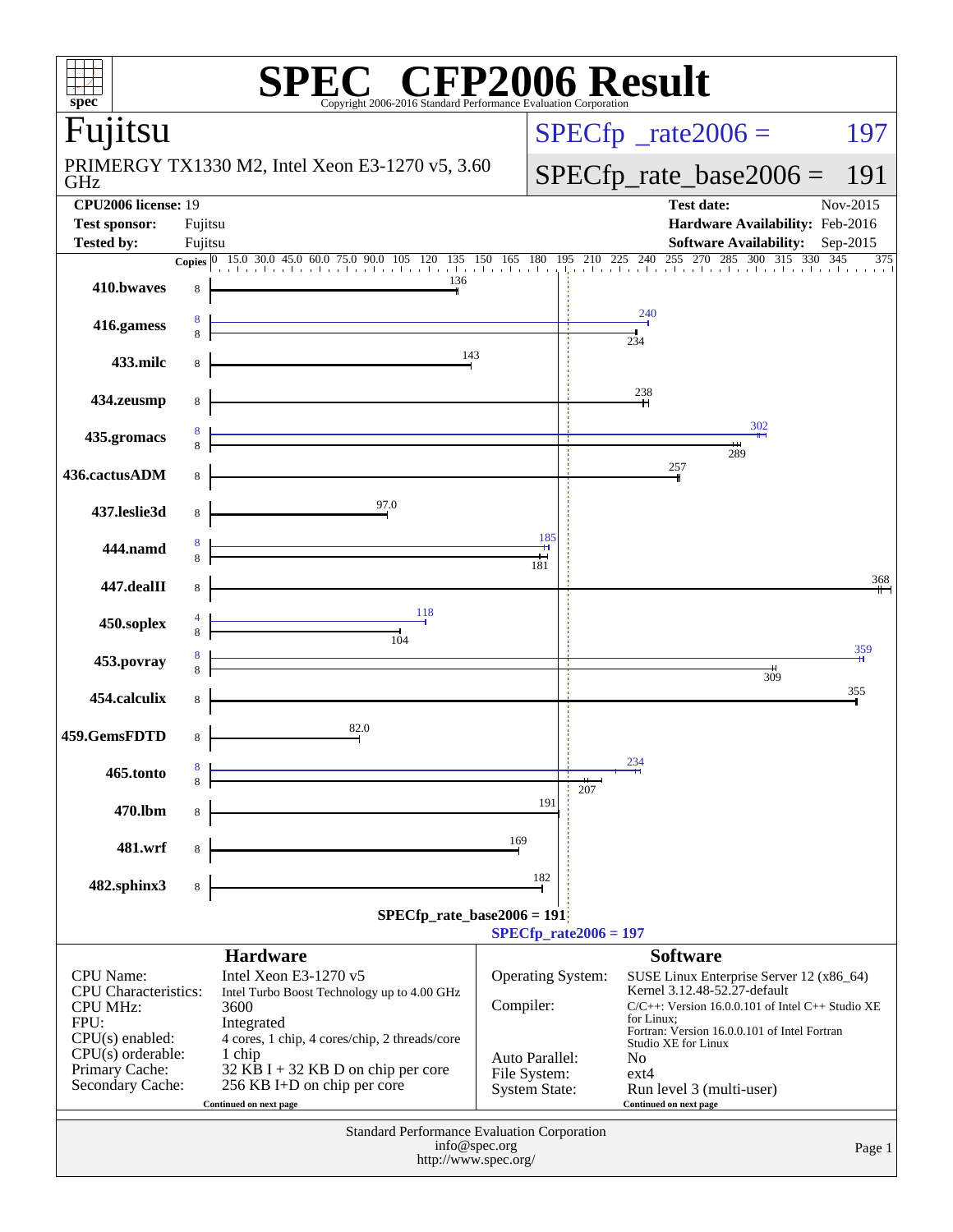# SPEC CFP2006 Result

Copyright 2006-2016 Standard Performance Evaluation Corporation

## Fujitsu

PRIMERGY TX1330 M2, Intel Xeon E3-1270 v5, 3.60 GHz

SPECfp_rate2006 = 197

SPECfp_rate_base2006 = 191

| | | | |
|---|---|---|---|
| **CPU2006 license:** 19 | | **Test date:** | Nov-2015 |
| **Test sponsor:** | Fujitsu | **Hardware Availability:** | Feb-2016 |
| **Tested by:** | Fujitsu | **Software Availability:** | Sep-2015 |

| Benchmark | Copies (peak) | Peak | Copies (base) | Base |
|---|---|---|---|---|
| 410.bwaves | | | 8 | 136 |
| 416.gamess | 8 | 240 | 8 | 234 |
| 433.milc | | | 8 | 143 |
| 434.zeusmp | | | 8 | 238 |
| 435.gromacs | 8 | 302 | 8 | 289 |
| 436.cactusADM | | | 8 | 257 |
| 437.leslie3d | | | 8 | 97.0 |
| 444.namd | 8 | 185 | 8 | 181 |
| 447.dealII | | | 8 | 368 |
| 450.soplex | 4 | 118 | 8 | 104 |
| 453.povray | 8 | 359 | 8 | 309 |
| 454.calculix | | | 8 | 355 |
| 459.GemsFDTD | | | 8 | 82.0 |
| 465.tonto | 8 | 234 | 8 | 207 |
| 470.lbm | | | 8 | 191 |
| 481.wrf | | | 8 | 169 |
| 482.sphinx3 | | | 8 | 182 |

SPECfp_rate_base2006 = 191

SPECfp_rate2006 = 197

## Hardware

| | |
|---|---|
| CPU Name: | Intel Xeon E3-1270 v5 |
| CPU Characteristics: | Intel Turbo Boost Technology up to 4.00 GHz |
| CPU MHz: | 3600 |
| FPU: | Integrated |
| CPU(s) enabled: | 4 cores, 1 chip, 4 cores/chip, 2 threads/core |
| CPU(s) orderable: | 1 chip |
| Primary Cache: | 32 KB I + 32 KB D on chip per core |
| Secondary Cache: | 256 KB I+D on chip per core |

Continued on next page

## Software

| | |
|---|---|
| Operating System: | SUSE Linux Enterprise Server 12 (x86_64) Kernel 3.12.48-52.27-default |
| Compiler: | C/C++: Version 16.0.0.101 of Intel C++ Studio XE for Linux; Fortran: Version 16.0.0.101 of Intel Fortran Studio XE for Linux |
| Auto Parallel: | No |
| File System: | ext4 |
| System State: | Run level 3 (multi-user) |

Continued on next page

Standard Performance Evaluation Corporation
info@spec.org
http://www.spec.org/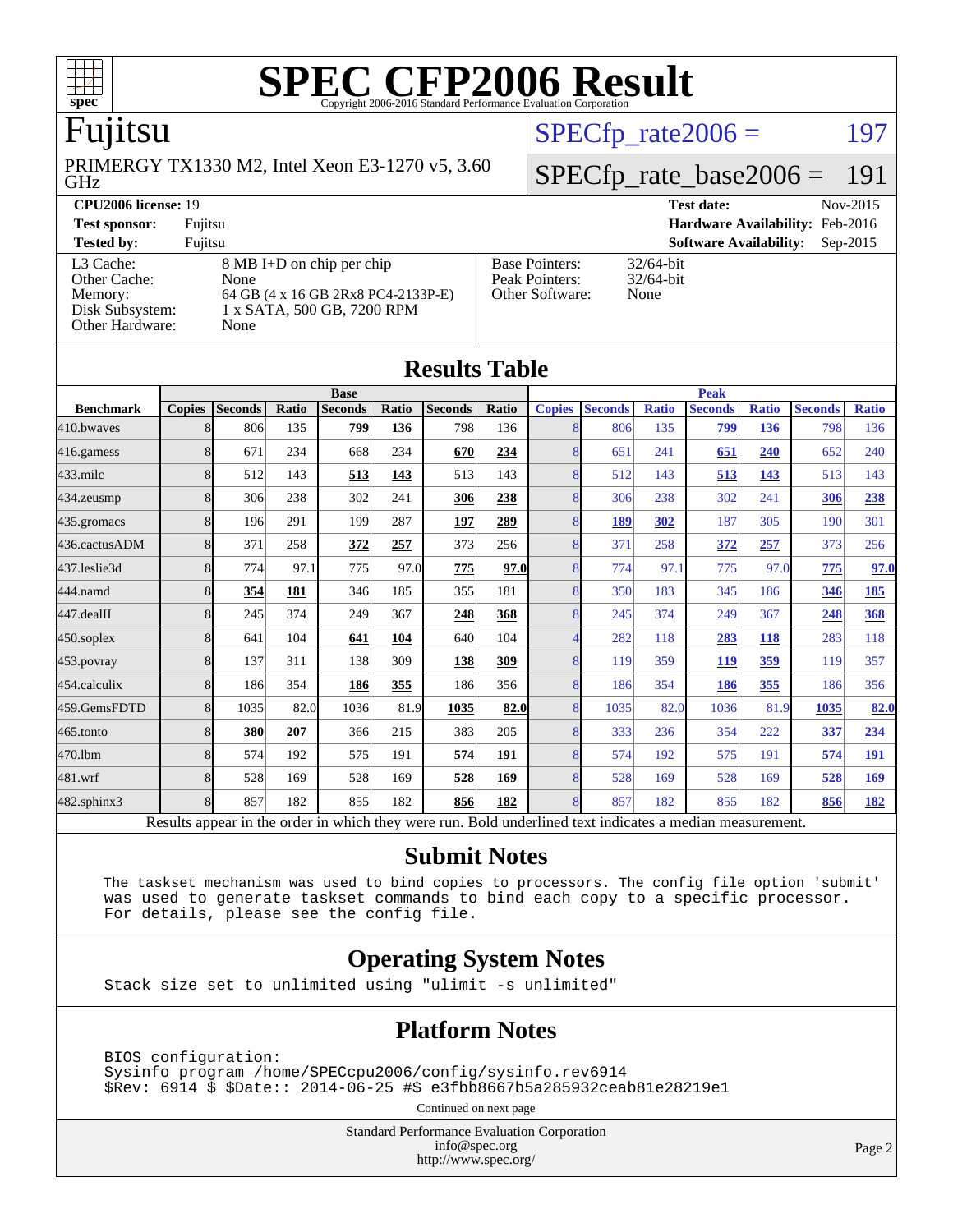# SPEC CFP2006 Result

Copyright 2006-2016 Standard Performance Evaluation Corporation

## Fujitsu

PRIMERGY TX1330 M2, Intel Xeon E3-1270 v5, 3.60 GHz

SPECfp_rate2006 = 197

SPECfp_rate_base2006 = 191

| | | | |
|---|---|---|---|
| **CPU2006 license:** 19 | | **Test date:** | Nov-2015 |
| **Test sponsor:** | Fujitsu | **Hardware Availability:** | Feb-2016 |
| **Tested by:** | Fujitsu | **Software Availability:** | Sep-2015 |

| | |
|---|---|
| L3 Cache: | 8 MB I+D on chip per chip |
| Other Cache: | None |
| Memory: | 64 GB (4 x 16 GB 2Rx8 PC4-2133P-E) |
| Disk Subsystem: | 1 x SATA, 500 GB, 7200 RPM |
| Other Hardware: | None |

| | |
|---|---|
| Base Pointers: | 32/64-bit |
| Peak Pointers: | 32/64-bit |
| Other Software: | None |

## Results Table

| Benchmark | Base | | | | | | | Peak | | | | | | |
|---|---|---|---|---|---|---|---|---|---|---|---|---|---|---|
| | Copies | Seconds | Ratio | Seconds | Ratio | Seconds | Ratio | Copies | Seconds | Ratio | Seconds | Ratio | Seconds | Ratio |
| 410.bwaves | 8 | 806 | 135 | **799** | **136** | 798 | 136 | 8 | 806 | 135 | **799** | **136** | 798 | 136 |
| 416.gamess | 8 | 671 | 234 | 668 | 234 | **670** | **234** | 8 | 651 | 241 | **651** | **240** | 652 | 240 |
| 433.milc | 8 | 512 | 143 | **513** | **143** | 513 | 143 | 8 | 512 | 143 | **513** | **143** | 513 | 143 |
| 434.zeusmp | 8 | 306 | 238 | 302 | 241 | **306** | **238** | 8 | 306 | 238 | 302 | 241 | **306** | **238** |
| 435.gromacs | 8 | 196 | 291 | 199 | 287 | **197** | **289** | 8 | **189** | **302** | 187 | 305 | 190 | 301 |
| 436.cactusADM | 8 | 371 | 258 | **372** | **257** | 373 | 256 | 8 | 371 | 258 | **372** | **257** | 373 | 256 |
| 437.leslie3d | 8 | 774 | 97.1 | 775 | 97.0 | **775** | **97.0** | 8 | 774 | 97.1 | 775 | 97.0 | **775** | **97.0** |
| 444.namd | 8 | **354** | **181** | 346 | 185 | 355 | 181 | 8 | 350 | 183 | 345 | 186 | **346** | **185** |
| 447.dealII | 8 | 245 | 374 | 249 | 367 | **248** | **368** | 8 | 245 | 374 | 249 | 367 | **248** | **368** |
| 450.soplex | 8 | 641 | 104 | **641** | **104** | 640 | 104 | 4 | 282 | 118 | **283** | **118** | 283 | 118 |
| 453.povray | 8 | 137 | 311 | 138 | 309 | **138** | **309** | 8 | 119 | 359 | **119** | **359** | 119 | 357 |
| 454.calculix | 8 | 186 | 354 | **186** | **355** | 186 | 356 | 8 | 186 | 354 | **186** | **355** | 186 | 356 |
| 459.GemsFDTD | 8 | 1035 | 82.0 | 1036 | 81.9 | **1035** | **82.0** | 8 | 1035 | 82.0 | 1036 | 81.9 | **1035** | **82.0** |
| 465.tonto | 8 | **380** | **207** | 366 | 215 | 383 | 205 | 8 | 333 | 236 | 354 | 222 | **337** | **234** |
| 470.lbm | 8 | 574 | 192 | 575 | 191 | **574** | **191** | 8 | 574 | 192 | 575 | 191 | **574** | **191** |
| 481.wrf | 8 | 528 | 169 | 528 | 169 | **528** | **169** | 8 | 528 | 169 | 528 | 169 | **528** | **169** |
| 482.sphinx3 | 8 | 857 | 182 | 855 | 182 | **856** | **182** | 8 | 857 | 182 | 855 | 182 | **856** | **182** |

Results appear in the order in which they were run. Bold underlined text indicates a median measurement.

## Submit Notes

```
The taskset mechanism was used to bind copies to processors. The config file option 'submit'
was used to generate taskset commands to bind each copy to a specific processor.
For details, please see the config file.
```

## Operating System Notes

```
Stack size set to unlimited using "ulimit -s unlimited"
```

## Platform Notes

```
BIOS configuration:
Sysinfo program /home/SPECcpu2006/config/sysinfo.rev6914
$Rev: 6914 $ $Date:: 2014-06-25 #$ e3fbb8667b5a285932ceab81e28219e1
```

Continued on next page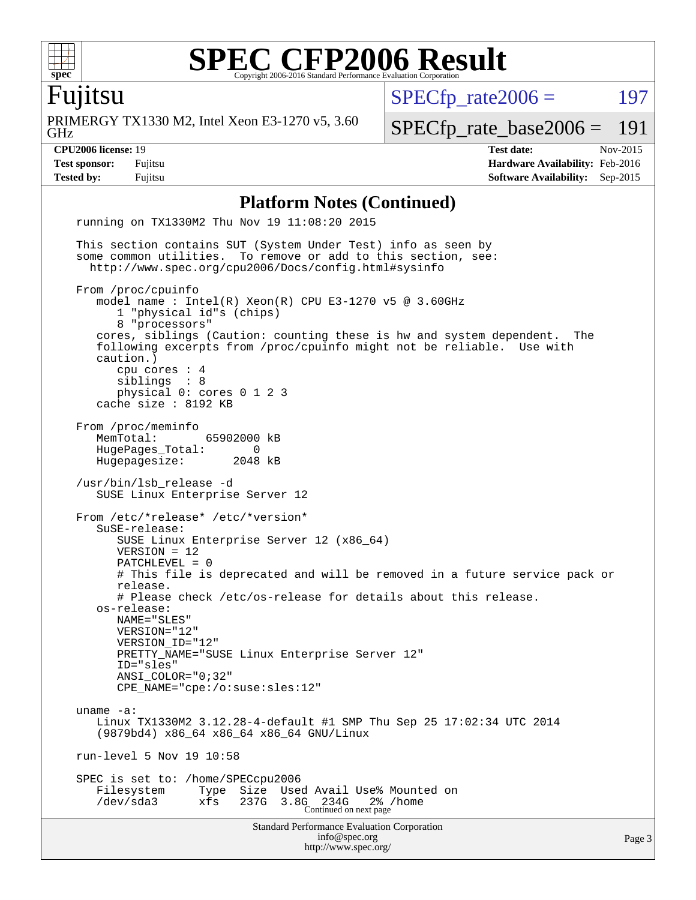# SPEC CFP2006 Result

Copyright 2006-2016 Standard Performance Evaluation Corporation

## Fujitsu

PRIMERGY TX1330 M2, Intel Xeon E3-1270 v5, 3.60 GHz

SPECfp_rate2006 = 197

SPECfp_rate_base2006 = 191

| | | | |
|---|---|---|---|
| **CPU2006 license:** 19 | | **Test date:** | Nov-2015 |
| **Test sponsor:** | Fujitsu | **Hardware Availability:** | Feb-2016 |
| **Tested by:** | Fujitsu | **Software Availability:** | Sep-2015 |

### Platform Notes (Continued)

```
running on TX1330M2 Thu Nov 19 11:08:20 2015

This section contains SUT (System Under Test) info as seen by
some common utilities.  To remove or add to this section, see:
  http://www.spec.org/cpu2006/Docs/config.html#sysinfo

From /proc/cpuinfo
   model name : Intel(R) Xeon(R) CPU E3-1270 v5 @ 3.60GHz
      1 "physical id"s (chips)
      8 "processors"
   cores, siblings (Caution: counting these is hw and system dependent.  The
   following excerpts from /proc/cpuinfo might not be reliable.  Use with
   caution.)
      cpu cores : 4
      siblings  : 8
      physical 0: cores 0 1 2 3
   cache size : 8192 KB

From /proc/meminfo
   MemTotal:       65902000 kB
   HugePages_Total:       0
   Hugepagesize:       2048 kB

/usr/bin/lsb_release -d
   SUSE Linux Enterprise Server 12

From /etc/*release* /etc/*version*
   SuSE-release:
      SUSE Linux Enterprise Server 12 (x86_64)
      VERSION = 12
      PATCHLEVEL = 0
      # This file is deprecated and will be removed in a future service pack or
      release.
      # Please check /etc/os-release for details about this release.
   os-release:
      NAME="SLES"
      VERSION="12"
      VERSION_ID="12"
      PRETTY_NAME="SUSE Linux Enterprise Server 12"
      ID="sles"
      ANSI_COLOR="0;32"
      CPE_NAME="cpe:/o:suse:sles:12"

uname -a:
   Linux TX1330M2 3.12.28-4-default #1 SMP Thu Sep 25 17:02:34 UTC 2014
   (9879bd4) x86_64 x86_64 x86_64 GNU/Linux

run-level 5 Nov 19 10:58

SPEC is set to: /home/SPECcpu2006
   Filesystem     Type  Size  Used Avail Use% Mounted on
   /dev/sda3      xfs   237G  3.8G  234G   2% /home
```

Continued on next page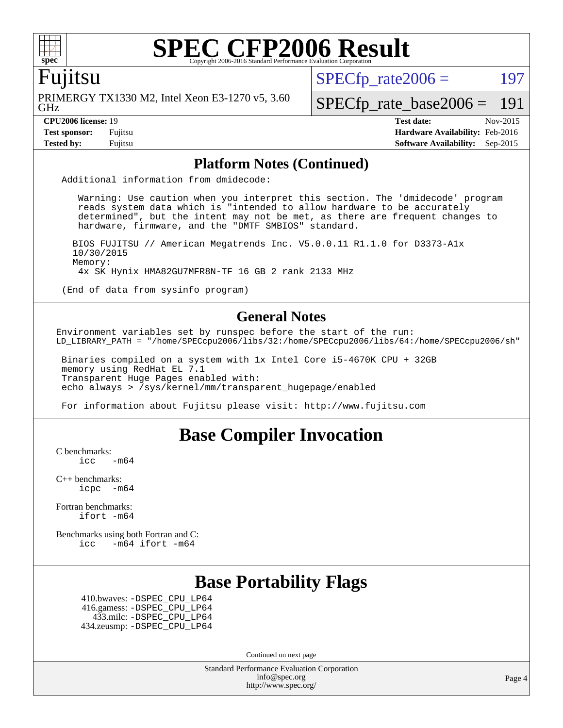# SPEC CFP2006 Result

Copyright 2006-2016 Standard Performance Evaluation Corporation

## Fujitsu

PRIMERGY TX1330 M2, Intel Xeon E3-1270 v5, 3.60 GHz

SPECfp_rate2006 = 197

SPECfp_rate_base2006 = 191

**CPU2006 license:** 19
**Test sponsor:** Fujitsu
**Tested by:** Fujitsu

**Test date:** Nov-2015
**Hardware Availability:** Feb-2016
**Software Availability:** Sep-2015

## Platform Notes (Continued)

```
Additional information from dmidecode:

   Warning: Use caution when you interpret this section. The 'dmidecode' program
   reads system data which is "intended to allow hardware to be accurately
   determined", but the intent may not be met, as there are frequent changes to
   hardware, firmware, and the "DMTF SMBIOS" standard.

  BIOS FUJITSU // American Megatrends Inc. V5.0.0.11 R1.1.0 for D3373-A1x
  10/30/2015
  Memory:
   4x SK Hynix HMA82GU7MFR8N-TF 16 GB 2 rank 2133 MHz

(End of data from sysinfo program)
```

## General Notes

```
Environment variables set by runspec before the start of the run:
LD_LIBRARY_PATH = "/home/SPECcpu2006/libs/32:/home/SPECcpu2006/libs/64:/home/SPECcpu2006/sh"

 Binaries compiled on a system with 1x Intel Core i5-4670K CPU + 32GB
 memory using RedHat EL 7.1
 Transparent Huge Pages enabled with:
 echo always > /sys/kernel/mm/transparent_hugepage/enabled

 For information about Fujitsu please visit: http://www.fujitsu.com
```

## Base Compiler Invocation

C benchmarks:
```
icc   -m64
```

C++ benchmarks:
```
icpc  -m64
```

Fortran benchmarks:
```
ifort -m64
```

Benchmarks using both Fortran and C:
```
icc   -m64 ifort -m64
```

## Base Portability Flags

410.bwaves: -DSPEC_CPU_LP64
416.gamess: -DSPEC_CPU_LP64
433.milc: -DSPEC_CPU_LP64
434.zeusmp: -DSPEC_CPU_LP64

Continued on next page

Standard Performance Evaluation Corporation
info@spec.org
http://www.spec.org/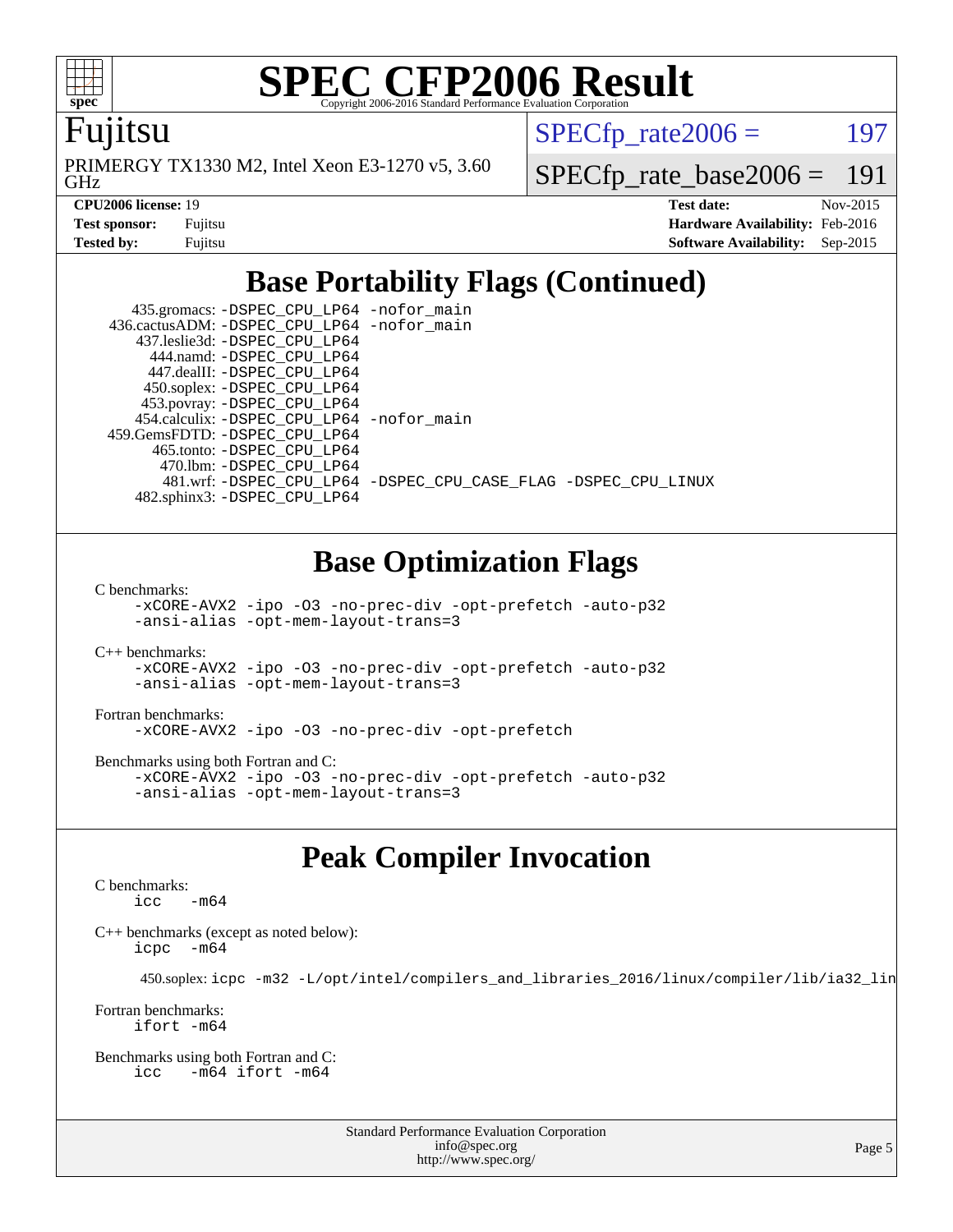# SPEC CFP2006 Result

Copyright 2006-2016 Standard Performance Evaluation Corporation

## Fujitsu

PRIMERGY TX1330 M2, Intel Xeon E3-1270 v5, 3.60 GHz

SPECfp_rate2006 = 197

SPECfp_rate_base2006 = 191

**CPU2006 license:** 19
**Test sponsor:** Fujitsu
**Tested by:** Fujitsu

**Test date:** Nov-2015
**Hardware Availability:** Feb-2016
**Software Availability:** Sep-2015

## Base Portability Flags (Continued)

```
     435.gromacs: -DSPEC_CPU_LP64 -nofor_main
    436.cactusADM: -DSPEC_CPU_LP64 -nofor_main
     437.leslie3d: -DSPEC_CPU_LP64
        444.namd: -DSPEC_CPU_LP64
       447.dealII: -DSPEC_CPU_LP64
       450.soplex: -DSPEC_CPU_LP64
       453.povray: -DSPEC_CPU_LP64
     454.calculix: -DSPEC_CPU_LP64 -nofor_main
    459.GemsFDTD: -DSPEC_CPU_LP64
        465.tonto: -DSPEC_CPU_LP64
          470.lbm: -DSPEC_CPU_LP64
          481.wrf: -DSPEC_CPU_LP64 -DSPEC_CPU_CASE_FLAG -DSPEC_CPU_LINUX
      482.sphinx3: -DSPEC_CPU_LP64
```

## Base Optimization Flags

C benchmarks:
```
-xCORE-AVX2 -ipo -O3 -no-prec-div -opt-prefetch -auto-p32
-ansi-alias -opt-mem-layout-trans=3
```

C++ benchmarks:
```
-xCORE-AVX2 -ipo -O3 -no-prec-div -opt-prefetch -auto-p32
-ansi-alias -opt-mem-layout-trans=3
```

Fortran benchmarks:
```
-xCORE-AVX2 -ipo -O3 -no-prec-div -opt-prefetch
```

Benchmarks using both Fortran and C:
```
-xCORE-AVX2 -ipo -O3 -no-prec-div -opt-prefetch -auto-p32
-ansi-alias -opt-mem-layout-trans=3
```

## Peak Compiler Invocation

C benchmarks:
```
icc   -m64
```

C++ benchmarks (except as noted below):
```
icpc  -m64
```

450.soplex: `icpc -m32 -L/opt/intel/compilers_and_libraries_2016/linux/compiler/lib/ia32_lin`

Fortran benchmarks:
```
ifort -m64
```

Benchmarks using both Fortran and C:
```
icc   -m64 ifort -m64
```

Standard Performance Evaluation Corporation
info@spec.org
http://www.spec.org/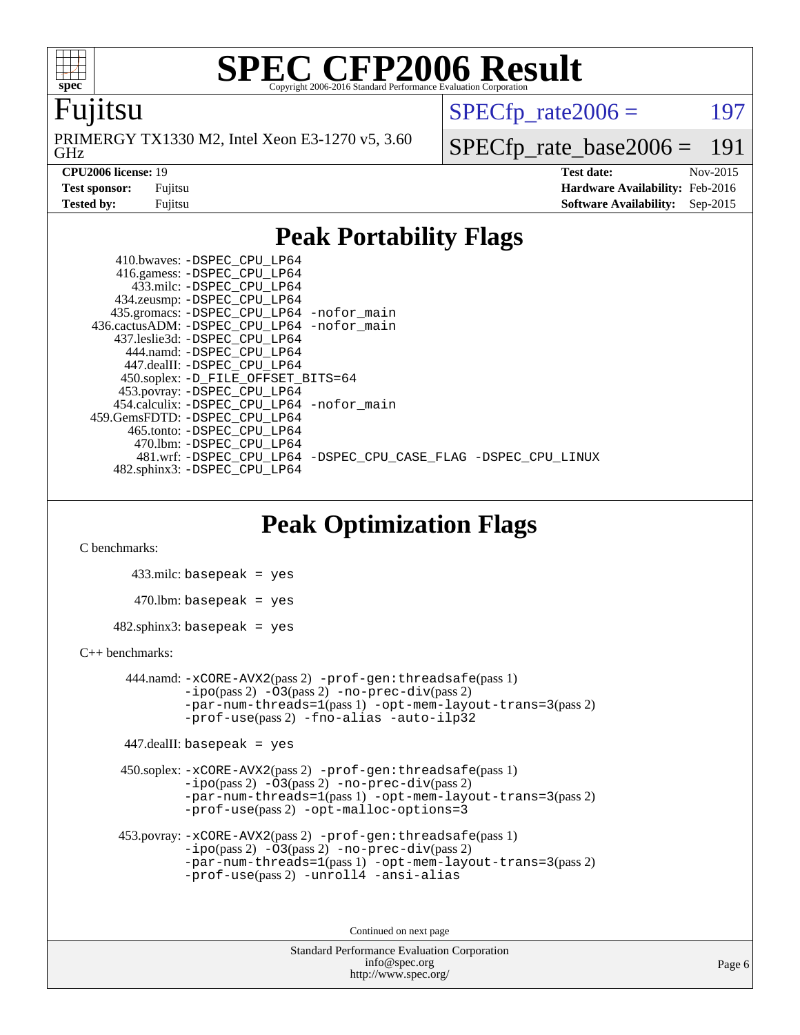# SPEC CFP2006 Result

Copyright 2006-2016 Standard Performance Evaluation Corporation

## Fujitsu

PRIMERGY TX1330 M2, Intel Xeon E3-1270 v5, 3.60 GHz

SPECfp_rate2006 = 197

SPECfp_rate_base2006 = 191

| | | | |
|---|---|---|---|
| **CPU2006 license:** 19 | | **Test date:** | Nov-2015 |
| **Test sponsor:** | Fujitsu | **Hardware Availability:** | Feb-2016 |
| **Tested by:** | Fujitsu | **Software Availability:** | Sep-2015 |

## Peak Portability Flags

410.bwaves: -DSPEC_CPU_LP64
416.gamess: -DSPEC_CPU_LP64
433.milc: -DSPEC_CPU_LP64
434.zeusmp: -DSPEC_CPU_LP64
435.gromacs: -DSPEC_CPU_LP64 -nofor_main
436.cactusADM: -DSPEC_CPU_LP64 -nofor_main
437.leslie3d: -DSPEC_CPU_LP64
444.namd: -DSPEC_CPU_LP64
447.dealII: -DSPEC_CPU_LP64
450.soplex: -D_FILE_OFFSET_BITS=64
453.povray: -DSPEC_CPU_LP64
454.calculix: -DSPEC_CPU_LP64 -nofor_main
459.GemsFDTD: -DSPEC_CPU_LP64
465.tonto: -DSPEC_CPU_LP64
470.lbm: -DSPEC_CPU_LP64
481.wrf: -DSPEC_CPU_LP64 -DSPEC_CPU_CASE_FLAG -DSPEC_CPU_LINUX
482.sphinx3: -DSPEC_CPU_LP64

## Peak Optimization Flags

C benchmarks:

433.milc: basepeak = yes

470.lbm: basepeak = yes

482.sphinx3: basepeak = yes

C++ benchmarks:

444.namd: -xCORE-AVX2(pass 2) -prof-gen:threadsafe(pass 1) -ipo(pass 2) -O3(pass 2) -no-prec-div(pass 2) -par-num-threads=1(pass 1) -opt-mem-layout-trans=3(pass 2) -prof-use(pass 2) -fno-alias -auto-ilp32

447.dealII: basepeak = yes

450.soplex: -xCORE-AVX2(pass 2) -prof-gen:threadsafe(pass 1) -ipo(pass 2) -O3(pass 2) -no-prec-div(pass 2) -par-num-threads=1(pass 1) -opt-mem-layout-trans=3(pass 2) -prof-use(pass 2) -opt-malloc-options=3

453.povray: -xCORE-AVX2(pass 2) -prof-gen:threadsafe(pass 1) -ipo(pass 2) -O3(pass 2) -no-prec-div(pass 2) -par-num-threads=1(pass 1) -opt-mem-layout-trans=3(pass 2) -prof-use(pass 2) -unroll4 -ansi-alias

Continued on next page

Standard Performance Evaluation Corporation
info@spec.org
http://www.spec.org/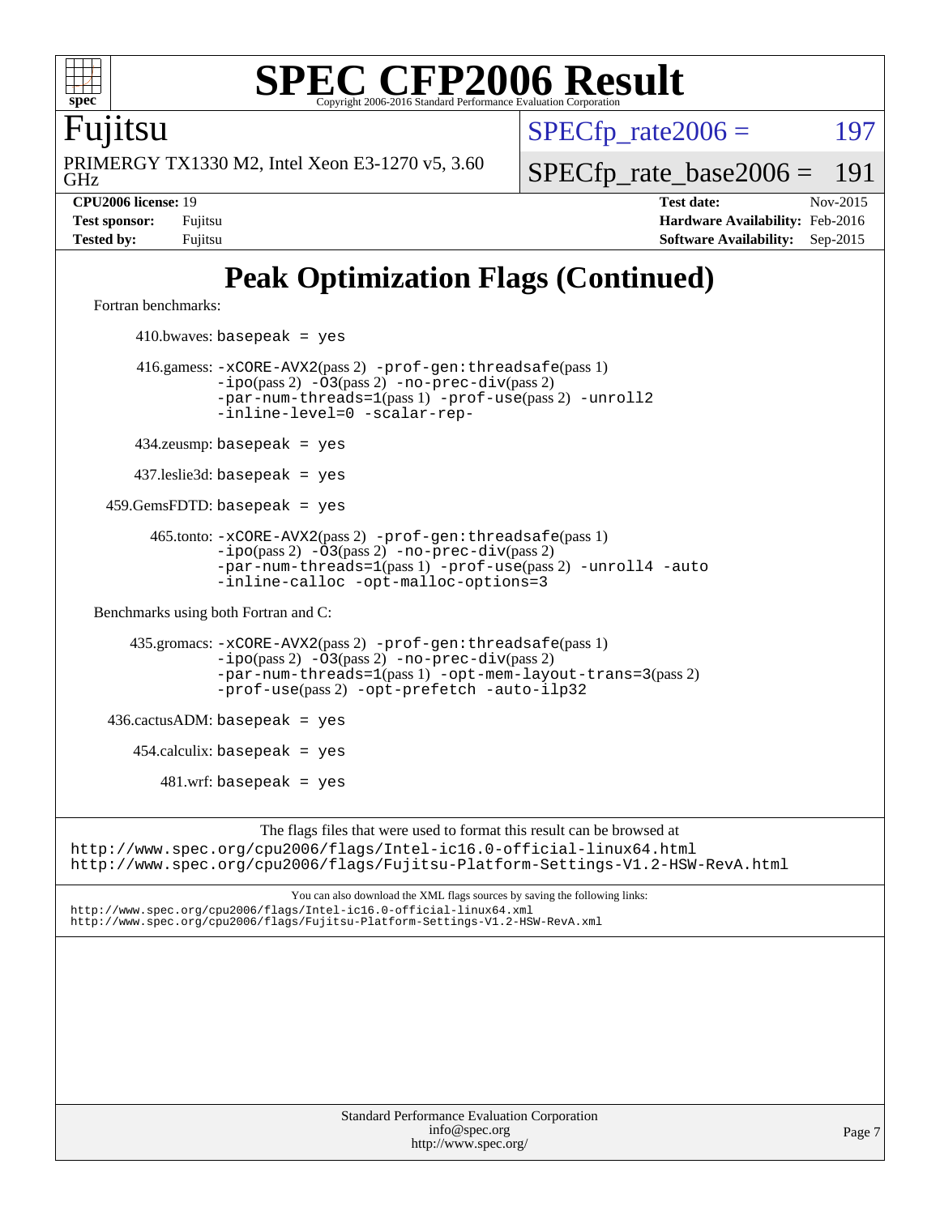# SPEC CFP2006 Result

Copyright 2006-2016 Standard Performance Evaluation Corporation

**Fujitsu**

PRIMERGY TX1330 M2, Intel Xeon E3-1270 v5, 3.60 GHz

SPECfp_rate2006 = 197

SPECfp_rate_base2006 = 191

| | | | |
|---|---|---|---|
| **CPU2006 license:** 19 | | **Test date:** | Nov-2015 |
| **Test sponsor:** | Fujitsu | **Hardware Availability:** | Feb-2016 |
| **Tested by:** | Fujitsu | **Software Availability:** | Sep-2015 |

## Peak Optimization Flags (Continued)

Fortran benchmarks:

410.bwaves: `basepeak = yes`

416.gamess: `-xCORE-AVX2`(pass 2) `-prof-gen:threadsafe`(pass 1) `-ipo`(pass 2) `-O3`(pass 2) `-no-prec-div`(pass 2) `-par-num-threads=1`(pass 1) `-prof-use`(pass 2) `-unroll2` `-inline-level=0` `-scalar-rep-`

434.zeusmp: `basepeak = yes`

437.leslie3d: `basepeak = yes`

459.GemsFDTD: `basepeak = yes`

465.tonto: `-xCORE-AVX2`(pass 2) `-prof-gen:threadsafe`(pass 1) `-ipo`(pass 2) `-O3`(pass 2) `-no-prec-div`(pass 2) `-par-num-threads=1`(pass 1) `-prof-use`(pass 2) `-unroll4` `-auto` `-inline-calloc` `-opt-malloc-options=3`

Benchmarks using both Fortran and C:

435.gromacs: `-xCORE-AVX2`(pass 2) `-prof-gen:threadsafe`(pass 1) `-ipo`(pass 2) `-O3`(pass 2) `-no-prec-div`(pass 2) `-par-num-threads=1`(pass 1) `-opt-mem-layout-trans=3`(pass 2) `-prof-use`(pass 2) `-opt-prefetch` `-auto-ilp32`

436.cactusADM: `basepeak = yes`

454.calculix: `basepeak = yes`

481.wrf: `basepeak = yes`

The flags files that were used to format this result can be browsed at
http://www.spec.org/cpu2006/flags/Intel-ic16.0-official-linux64.html
http://www.spec.org/cpu2006/flags/Fujitsu-Platform-Settings-V1.2-HSW-RevA.html

You can also download the XML flags sources by saving the following links:
http://www.spec.org/cpu2006/flags/Intel-ic16.0-official-linux64.xml
http://www.spec.org/cpu2006/flags/Fujitsu-Platform-Settings-V1.2-HSW-RevA.xml

Standard Performance Evaluation Corporation
info@spec.org
http://www.spec.org/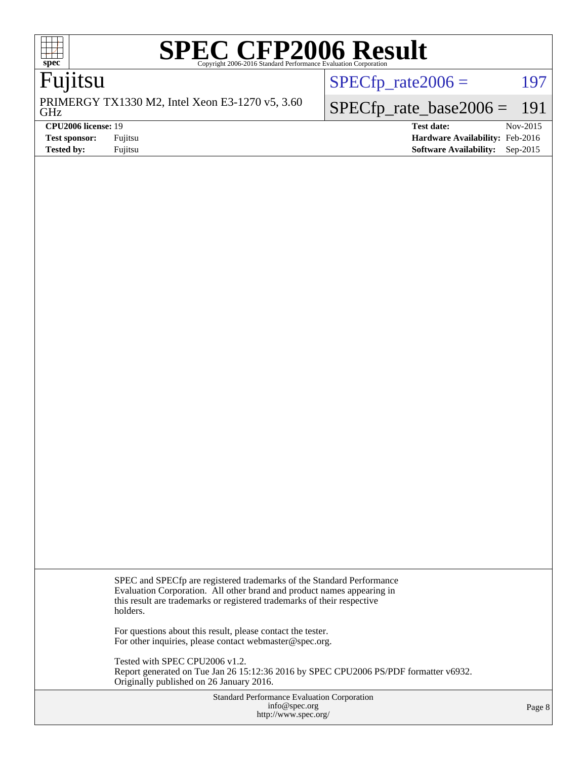SPEC and SPECfp are registered trademarks of the Standard Performance Evaluation Corporation. All other brand and product names appearing in this result are trademarks or registered trademarks of their respective holders.

For questions about this result, please contact the tester.
For other inquiries, please contact webmaster@spec.org.

Tested with SPEC CPU2006 v1.2.
Report generated on Tue Jan 26 15:12:36 2016 by SPEC CPU2006 PS/PDF formatter v6932.
Originally published on 26 January 2016.